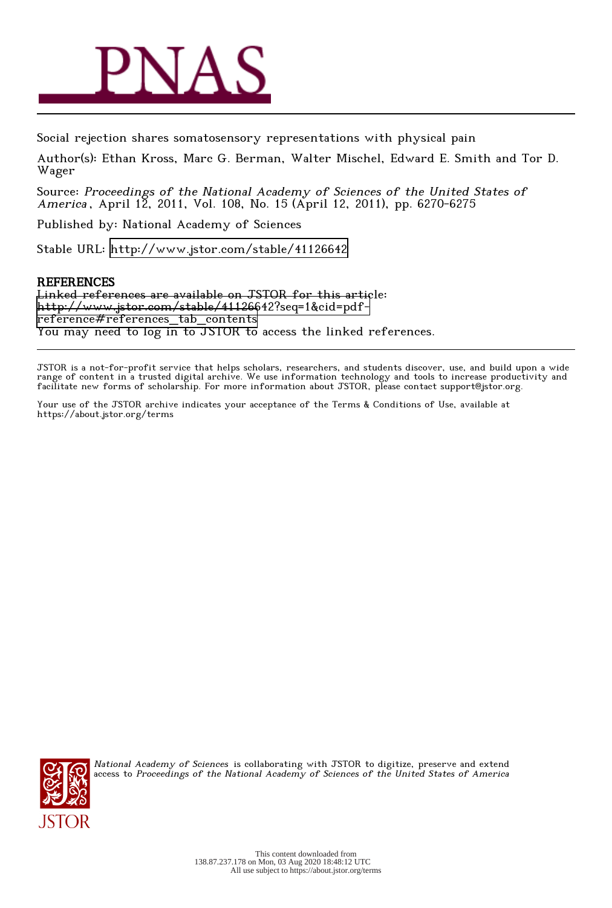# PNAS

Social rejection shares somatosensory representations with physical pain

Author(s): Ethan Kross, Marc G. Berman, Walter Mischel, Edward E. Smith and Tor D. Wager

Source: *Proceedings of the National Academy of Sciences of the United States of America*, April 12, 2011, Vol. 108, No. 15 (April 12, 2011), pp. 6270-6275

Published by: National Academy of Sciences

Stable URL: http://www.jstor.com/stable/41126642

## REFERENCES

Linked references are available on JSTOR for this article:
http://www.jstor.com/stable/41126642?seq=1&cid=pdf-reference#references_tab_contents
You may need to log in to JSTOR to access the linked references.

---

JSTOR is a not-for-profit service that helps scholars, researchers, and students discover, use, and build upon a wide range of content in a trusted digital archive. We use information technology and tools to increase productivity and facilitate new forms of scholarship. For more information about JSTOR, please contact support@jstor.org.

Your use of the JSTOR archive indicates your acceptance of the Terms & Conditions of Use, available at https://about.jstor.org/terms

*National Academy of Sciences* is collaborating with JSTOR to digitize, preserve and extend access to *Proceedings of the National Academy of Sciences of the United States of America*

This content downloaded from 138.87.237.178 on Mon, 03 Aug 2020 18:48:12 UTC
All use subject to https://about.jstor.org/terms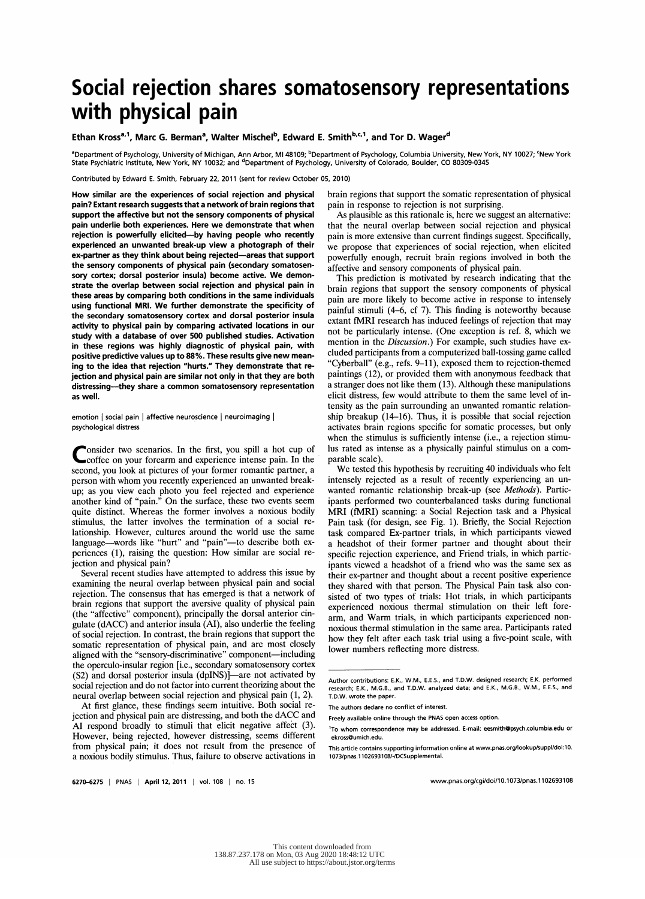# Social rejection shares somatosensory representations with physical pain

Ethan Kross[a,1], Marc G. Berman[a], Walter Mischel[b], Edward E. Smith[b,c,1], and Tor D. Wager[d]

[a]Department of Psychology, University of Michigan, Ann Arbor, MI 48109; [b]Department of Psychology, Columbia University, New York, NY 10027; [c]New York State Psychiatric Institute, New York, NY 10032; and [d]Department of Psychology, University of Colorado, Boulder, CO 80309-0345

Contributed by Edward E. Smith, February 22, 2011 (sent for review October 05, 2010)

**How similar are the experiences of social rejection and physical pain? Extant research suggests that a network of brain regions that support the affective but not the sensory components of physical pain underlie both experiences. Here we demonstrate that when rejection is powerfully elicited—by having people who recently experienced an unwanted break-up view a photograph of their ex-partner as they think about being rejected—areas that support the sensory components of physical pain (secondary somatosensory cortex; dorsal posterior insula) become active. We demonstrate the overlap between social rejection and physical pain in these areas by comparing both conditions in the same individuals using functional MRI. We further demonstrate the specificity of the secondary somatosensory cortex and dorsal posterior insula activity to physical pain by comparing activated locations in our study with a database of over 500 published studies. Activation in these regions was highly diagnostic of physical pain, with positive predictive values up to 88%. These results give new meaning to the idea that rejection "hurts." They demonstrate that rejection and physical pain are similar not only in that they are both distressing—they share a common somatosensory representation as well.**

emotion | social pain | affective neuroscience | neuroimaging | psychological distress

Consider two scenarios. In the first, you spill a hot cup of coffee on your forearm and experience intense pain. In the second, you look at pictures of your former romantic partner, a person with whom you recently experienced an unwanted breakup; as you view each photo you feel rejected and experience another kind of "pain." On the surface, these two events seem quite distinct. Whereas the former involves a noxious bodily stimulus, the latter involves the termination of a social relationship. However, cultures around the world use the same language—words like "hurt" and "pain"—to describe both experiences (1), raising the question: How similar are social rejection and physical pain?

Several recent studies have attempted to address this issue by examining the neural overlap between physical pain and social rejection. The consensus that has emerged is that a network of brain regions that support the aversive quality of physical pain (the "affective" component), principally the dorsal anterior cingulate (dACC) and anterior insula (AI), also underlie the feeling of social rejection. In contrast, the brain regions that support the somatic representation of physical pain, and are most closely aligned with the "sensory-discriminative" component—including the operculo-insular region [i.e., secondary somatosensory cortex (S2) and dorsal posterior insula (dpINS)]—are not activated by social rejection and do not factor into current theorizing about the neural overlap between social rejection and physical pain (1, 2).

At first glance, these findings seem intuitive. Both social rejection and physical pain are distressing, and both the dACC and AI respond broadly to stimuli that elicit negative affect (3). However, being rejected, however distressing, seems different from physical pain; it does not result from the presence of a noxious bodily stimulus. Thus, failure to observe activations in brain regions that support the somatic representation of physical pain in response to rejection is not surprising.

As plausible as this rationale is, here we suggest an alternative: that the neural overlap between social rejection and physical pain is more extensive than current findings suggest. Specifically, we propose that experiences of social rejection, when elicited powerfully enough, recruit brain regions involved in both the affective and sensory components of physical pain.

This prediction is motivated by research indicating that the brain regions that support the sensory components of physical pain are more likely to become active in response to intensely painful stimuli (4–6, cf 7). This finding is noteworthy because extant fMRI research has induced feelings of rejection that may not be particularly intense. (One exception is ref. 8, which we mention in the *Discussion*.) For example, such studies have excluded participants from a computerized ball-tossing game called "Cyberball" (e.g., refs. 9–11), exposed them to rejection-themed paintings (12), or provided them with anonymous feedback that a stranger does not like them (13). Although these manipulations elicit distress, few would attribute to them the same level of intensity as the pain surrounding an unwanted romantic relationship breakup (14–16). Thus, it is possible that social rejection activates brain regions specific for somatic processes, but only when the stimulus is sufficiently intense (i.e., a rejection stimulus rated as intense as a physically painful stimulus on a comparable scale).

We tested this hypothesis by recruiting 40 individuals who felt intensely rejected as a result of recently experiencing an unwanted romantic relationship break-up (see *Methods*). Participants performed two counterbalanced tasks during functional MRI (fMRI) scanning: a Social Rejection task and a Physical Pain task (for design, see Fig. 1). Briefly, the Social Rejection task compared Ex-partner trials, in which participants viewed a headshot of their former partner and thought about their specific rejection experience, and Friend trials, in which participants viewed a headshot of a friend who was the same sex as their ex-partner and thought about a recent positive experience they shared with that person. The Physical Pain task also consisted of two types of trials: Hot trials, in which participants experienced noxious thermal stimulation on their left forearm, and Warm trials, in which participants experienced non-noxious thermal stimulation in the same area. Participants rated how they felt after each task trial using a five-point scale, with lower numbers reflecting more distress.

Author contributions: E.K., W.M., E.E.S., and T.D.W. designed research; E.K. performed research; E.K., M.G.B., and T.D.W. analyzed data; and E.K., M.G.B., W.M., E.E.S., and T.D.W. wrote the paper.

The authors declare no conflict of interest.

Freely available online through the PNAS open access option.

[1]To whom correspondence may be addressed. E-mail: eesmith@psych.columbia.edu or ekross@umich.edu.

This article contains supporting information online at www.pnas.org/lookup/suppl/doi:10.1073/pnas.1102693108/-/DCSupplemental.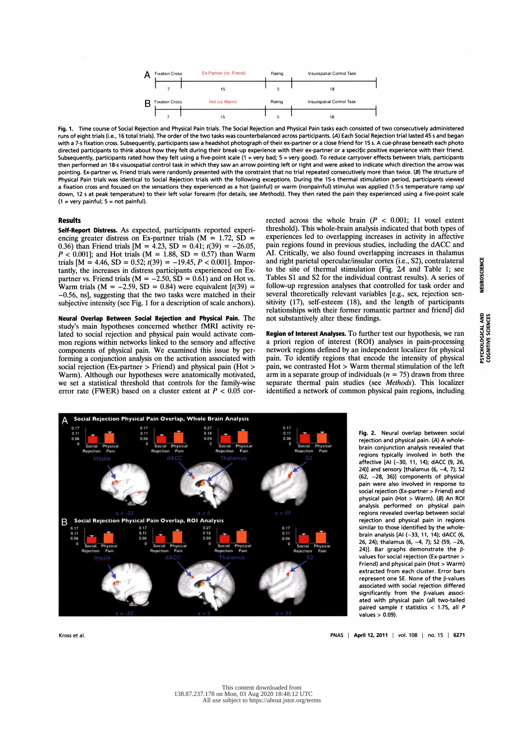**Fig. 1.** Time course of Social Rejection and Physical Pain trials. The Social Rejection and Physical Pain tasks each consisted of two consecutively administered runs of eight trials (i.e., 16 total trials). The order of the two tasks was counterbalanced across participants. (*A*) Each Social Rejection trial lasted 45 s and began with a 7-s fixation cross. Subsequently, participants saw a headshot photograph of their ex-partner or a close friend for 15 s. A cue-phrase beneath each photo directed participants to think about how they felt during their break-up experience with their ex-partner or a specific positive experience with their friend. Subsequently, participants rated how they felt using a five-point scale (1 = very bad; 5 = very good). To reduce carryover effects between trials, participants then performed an 18-s visuospatial control task in which they saw an arrow pointing left or right and were asked to indicate which direction the arrow was pointing. Ex-partner vs. Friend trials were randomly presented with the constraint that no trial repeated consecutively more than twice. (*B*) The structure of Physical Pain trials was identical to Social Rejection trials with the following exceptions. During the 15-s thermal stimulation period, participants viewed a fixation cross and focused on the sensations they experienced as a hot (painful) or warm (nonpainful) stimulus was applied (1.5-s temperature ramp up/down, 12 s at peak temperature) to their left volar forearm (for details, see *Methods*). They then rated the pain they experienced using a five-point scale (1 = very painful; 5 = not painful).

## Results

**Self-Report Distress.** As expected, participants reported experiencing greater distress on Ex-partner trials (M = 1.72, SD = 0.36) than Friend trials [M = 4.23, SD = 0.41; $t(39) = -26.05$, $P < 0.001$]; and Hot trials (M = 1.88, SD = 0.57) than Warm trials [M = 4.46, SD = 0.52; $t(39) = -19.45$, $P < 0.001$]. Importantly, the increases in distress participants experienced on Ex-partner vs. Friend trials (M = −2.50, SD = 0.61) and on Hot vs. Warm trials (M = −2.59, SD = 0.84) were equivalent [$t(39) = -0.56$, ns], suggesting that the two tasks were matched in their subjective intensity (see Fig. 1 for a description of scale anchors).

**Neural Overlap Between Social Rejection and Physical Pain.** The study's main hypotheses concerned whether fMRI activity related to social rejection and physical pain would activate common regions within networks linked to the sensory and affective components of physical pain. We examined this issue by performing a conjunction analysis on the activation associated with social rejection (Ex-partner > Friend) and physical pain (Hot > Warm). Although our hypotheses were anatomically motivated, we set a statistical threshold that controls for the family-wise error rate (FWER) based on a cluster extent at $P < 0.05$ corrected across the whole brain ($P < 0.001$; 11 voxel extent threshold). This whole-brain analysis indicated that both types of experiences led to overlapping increases in activity in affective pain regions found in previous studies, including the dACC and AI. Critically, we also found overlapping increases in thalamus and right parietal opercular/insular cortex (i.e., S2), contralateral to the site of thermal stimulation (Fig. 2*A* and Table 1; see Tables S1 and S2 for the individual contrast results). A series of follow-up regression analyses that controlled for task order and several theoretically relevant variables [e.g., sex, rejection sensitivity (17), self-esteem (18), and the length of participants relationships with their former romantic partner and friend] did not substantively alter these findings.

**Region of Interest Analyses.** To further test our hypothesis, we ran a priori region of interest (ROI) analyses in pain-processing network regions defined by an independent localizer for physical pain. To identify regions that encode the intensity of physical pain, we contrasted Hot > Warm thermal stimulation of the left arm in a separate group of individuals ($n = 75$) drawn from three separate thermal pain studies (see *Methods*). This localizer identified a network of common physical pain regions, including

**Fig. 2.** Neural overlap between social rejection and physical pain. (*A*) A whole-brain conjunction analysis revealed that regions typically involved in both the affective [AI (−30, 11, 14); dACC (9, 26, 24)] and sensory [thalamus (6, −4, 7); S2 (62, −28, 36)] components of physical pain were also involved in response to social rejection (Ex-partner > Friend) and physical pain (Hot > Warm). (*B*) An ROI analysis performed on physical pain regions revealed overlap between social rejection and physical pain in regions similar to those identified by the whole-brain analysis [AI (−33, 11, 14); dACC (6, 26, 24); thalamus (6, −4, 7); S2 (59, −26, 24)]. Bar graphs demonstrate the β-values for social rejection (Ex-partner > Friend) and physical pain (Hot > Warm) extracted from each cluster. Error bars represent one SE. None of the β-values associated with social rejection differed significantly from the β-values associated with physical pain (all two-tailed paired sample $t$ statistics < 1.75, all $P$ values > 0.09).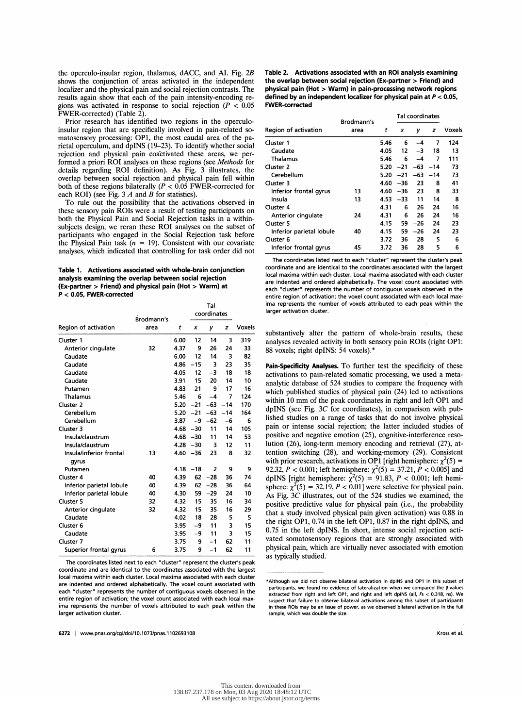the operculo-insular region, thalamus, dACC, and AI. Fig. 2*B* shows the conjunction of areas activated in the independent localizer and the physical pain and social rejection contrasts. The results again show that each of the pain intensity-encoding regions was activated in response to social rejection ($P < 0.05$ FWER-corrected) (Table 2).

Prior research has identified two regions in the operculo-insular region that are specifically involved in pain-related somatosensory processing: OP1, the most caudal area of the parietal operculum, and dpINS (19–23). To identify whether social rejection and physical pain coactivated these areas, we performed a priori ROI analyses on these regions (see *Methods* for details regarding ROI definition). As Fig. 3 illustrates, the overlap between social rejection and physical pain fell within both of these regions bilaterally ($P < 0.05$ FWER-corrected for each ROI) (see Fig. 3 *A* and *B* for statistics).

To rule out the possibility that the activations observed in these sensory pain ROIs were a result of testing participants on both the Physical Pain and Social Rejection tasks in a within-subjects design, we reran these ROI analyses on the subset of participants who engaged in the Social Rejection task before the Physical Pain task ($n = 19$). Consistent with our covariate analyses, which indicated that controlling for task order did not substantively alter the pattern of whole-brain results, these analyses revealed activity in both sensory pain ROIs (right OP1: 88 voxels; right dpINS: 54 voxels).*

**Table 1. Activations associated with whole-brain conjunction analysis examining the overlap between social rejection (Ex-partner > Friend) and physical pain (Hot > Warm) at $P < 0.05$, FWER-corrected**

| Region of activation | Brodmann's area | *t* | Tal coordinates *x* | *y* | *z* | Voxels |
|---|---|---|---|---|---|---|
| Cluster 1 | | 6.00 | 12 | 14 | 3 | 319 |
| Anterior cingulate | 32 | 4.37 | 9 | 26 | 24 | 33 |
| Caudate | | 6.00 | 12 | 14 | 3 | 82 |
| Caudate | | 4.86 | −15 | 3 | 23 | 35 |
| Caudate | | 4.05 | 12 | −3 | 18 | 18 |
| Caudate | | 3.91 | 15 | 20 | 14 | 10 |
| Putamen | | 4.83 | 21 | 9 | 17 | 16 |
| Thalamus | | 5.46 | 6 | −4 | 7 | 124 |
| Cluster 2 | | 5.20 | −21 | −63 | −14 | 170 |
| Cerebellum | | 5.20 | −21 | −63 | −14 | 164 |
| Cerebellum | | 3.87 | −9 | −62 | −6 | 6 |
| Cluster 3 | | 4.68 | −30 | 11 | 14 | 105 |
| Insula/claustrum | | 4.68 | −30 | 11 | 14 | 53 |
| Insula/claustrum | | 4.28 | −30 | 3 | 12 | 11 |
| Insula/inferior frontal gyrus | 13 | 4.60 | −36 | 23 | 8 | 32 |
| Putamen | | 4.18 | −18 | 2 | 9 | 9 |
| Cluster 4 | 40 | 4.39 | 62 | −28 | 36 | 74 |
| Inferior parietal lobule | 40 | 4.39 | 62 | −28 | 36 | 64 |
| Inferior parietal lobule | 40 | 4.30 | 59 | −29 | 24 | 10 |
| Cluster 5 | 32 | 4.32 | 15 | 35 | 16 | 34 |
| Anterior cingulate | 32 | 4.32 | 15 | 35 | 16 | 29 |
| Caudate | | 4.02 | 18 | 28 | 5 | 5 |
| Cluster 6 | | 3.95 | −9 | 11 | 3 | 15 |
| Caudate | | 3.95 | −9 | 11 | 3 | 15 |
| Cluster 7 | | 3.75 | 9 | −1 | 62 | 11 |
| Superior frontal gyrus | 6 | 3.75 | 9 | −1 | 62 | 11 |

The coordinates listed next to each "cluster" represent the cluster's peak coordinate and are identical to the coordinates associated with the largest local maxima within each cluster. Local maxima associated with each cluster are indented and ordered alphabetically. The voxel count associated with each "cluster" represents the number of contiguous voxels observed in the entire region of activation; the voxel count associated with each local maxima represents the number of voxels attributed to each peak within the larger activation cluster.

**Table 2. Activations associated with an ROI analysis examining the overlap between social rejection (Ex-partner > Friend) and physical pain (Hot > Warm) in pain-processing network regions defined by an independent localizer for physical pain at $P < 0.05$, FWER-corrected**

| Region of activation | Brodmann's area | *t* | Tal coordinates *x* | *y* | *z* | Voxels |
|---|---|---|---|---|---|---|
| Cluster 1 | | 5.46 | 6 | −4 | 7 | 124 |
| Caudate | | 4.05 | 12 | −3 | 18 | 13 |
| Thalamus | | 5.46 | 6 | −4 | 7 | 111 |
| Cluster 2 | | 5.20 | −21 | −63 | −14 | 73 |
| Cerebellum | | 5.20 | −21 | −63 | −14 | 73 |
| Cluster 3 | | 4.60 | −36 | 23 | 8 | 41 |
| Inferior frontal gyrus | 13 | 4.60 | −36 | 23 | 8 | 33 |
| Insula | 13 | 4.53 | −33 | 11 | 14 | 8 |
| Cluster 4 | | 4.31 | 6 | 26 | 24 | 16 |
| Anterior cingulate | 24 | 4.31 | 6 | 26 | 24 | 16 |
| Cluster 5 | | 4.15 | 59 | −26 | 24 | 23 |
| Inferior parietal lobule | 40 | 4.15 | 59 | −26 | 24 | 23 |
| Cluster 6 | | 3.72 | 36 | 28 | 5 | 6 |
| Inferior frontal gyrus | 45 | 3.72 | 36 | 28 | 5 | 6 |

The coordinates listed next to each "cluster" represent the cluster's peak coordinate and are identical to the coordinates associated with the largest local maxima within each cluster. Local maxima associated with each cluster are indented and ordered alphabetically. The voxel count associated with each "cluster" represents the number of contiguous voxels observed in the entire region of activation; the voxel count associated with each local maxima represents the number of voxels attributed to each peak within the larger activation cluster.

**Pain-Specificity Analyses.** To further test the specificity of these activations to pain-related somatic processing, we used a meta-analytic database of 524 studies to compare the frequency with which published studies of physical pain (24) led to activations within 10 mm of the peak coordinates in right and left OP1 and dpINS (see Fig. 3*C* for coordinates), in comparison with published studies on a range of tasks that do not involve physical pain or intense social rejection; the latter included studies of positive and negative emotion (25), cognitive-interference resolution (26), long-term memory encoding and retrieval (27), attention switching (28), and working-memory (29). Consistent with prior research, activations in OP1 [right hemisphere: $\chi^2(5) = 92.32$, $P < 0.001$; left hemisphere: $\chi^2(5) = 37.21$, $P < 0.005$] and dpINS [right hemisphere: $\chi^2(5) = 91.83$, $P < 0.001$; left hemisphere: $\chi^2(5) = 32.19$, $P < 0.01$] were selective for physical pain. As Fig. 3*C* illustrates, out of the 524 studies we examined, the positive predictive value for physical pain (i.e., the probability that a study involved physical pain given activation) was 0.88 in the right OP1, 0.74 in the left OP1, 0.87 in the right dpINS, and 0.75 in the left dpINS. In short, intense social rejection activated somatosensory regions that are strongly associated with physical pain, which are virtually never associated with emotion as typically studied.

*Although we did not observe bilateral activation in dpINS and OP1 in this subset of participants, we found no evidence of lateralization when we compared the β-values extracted from right and left OP1, and right and left dpINS (all, $Fs < 0.318$, ns). We suspect that failure to observe bilateral activations among this subset of participants in these ROIs may be an issue of power, as we observed bilateral activation in the full sample, which was double the size.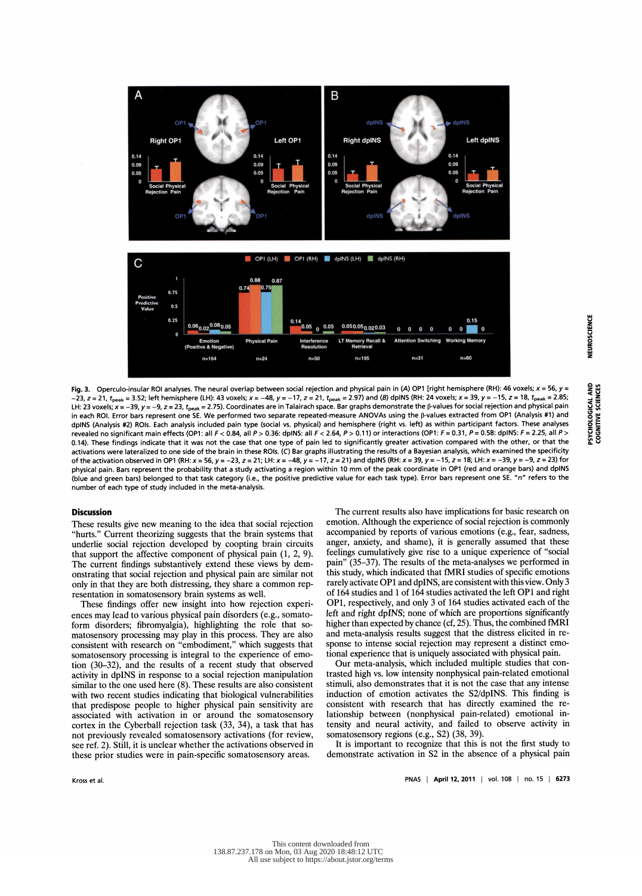**Fig. 3.** Operculo-insular ROI analyses. The neural overlap between social rejection and physical pain in (*A*) OP1 [right hemisphere (RH): 46 voxels; $x = 56$, $y = -23$, $z = 21$, $t_{peak} = 3.52$; left hemisphere (LH): 43 voxels; $x = -48$, $y = -17$, $z = 21$, $t_{peak} = 2.97$) and (*B*) dpINS (RH: 24 voxels; $x = 39$, $y = -15$, $z = 18$, $t_{peak} = 2.85$; LH: 23 voxels; $x = -39$, $y = -9$, $z = 23$, $t_{peak} = 2.75$). Coordinates are in Talairach space. Bar graphs demonstrate the β-values for social rejection and physical pain in each ROI. Error bars represent one SE. We performed two separate repeated-measure ANOVAs using the β-values extracted from OP1 (Analysis #1) and dpINS (Analysis #2) ROIs. Each analysis included pain type (social vs. physical) and hemisphere (right vs. left) as within participant factors. These analyses revealed no significant main effects (OP1: all $F < 0.84$, all $P > 0.36$; dpINS: all $F < 2.64$, $P > 0.11$) or interactions (OP1: $F = 0.31$, $P = 0.58$; dpINS: $F = 2.25$, all $P > 0.14$). These findings indicate that it was not the case that one type of pain led to significantly greater activation compared with the other, or that the activations were lateralized to one side of the brain in these ROIs. (*C*) Bar graphs illustrating the results of a Bayesian analysis, which examined the specificity of the activation observed in OP1 (RH: $x = 56$, $y = -23$, $z = 21$; LH: $x = -48$, $y = -17$, $z = 21$) and dpINS (RH: $x = 39$, $y = -15$, $z = 18$; LH: $x = -39$, $y = -9$, $z = 23$) for physical pain. Bars represent the probability that a study activating a region within 10 mm of the peak coordinate in OP1 (red and orange bars) and dpINS (blue and green bars) belonged to that task category (i.e., the positive predictive value for each task type). Error bars represent one SE. "*n*" refers to the number of each type of study included in the meta-analysis.

## Discussion

These results give new meaning to the idea that social rejection "hurts." Current theorizing suggests that the brain systems that underlie social rejection developed by coopting brain circuits that support the affective component of physical pain (1, 2, 9). The current findings substantively extend these views by demonstrating that social rejection and physical pain are similar not only in that they are both distressing, they share a common representation in somatosensory brain systems as well.

These findings offer new insight into how rejection experiences may lead to various physical pain disorders (e.g., somatoform disorders; fibromyalgia), highlighting the role that somatosensory processing may play in this process. They are also consistent with research on "embodiment," which suggests that somatosensory processing is integral to the experience of emotion (30–32), and the results of a recent study that observed activity in dpINS in response to a social rejection manipulation similar to the one used here (8). These results are also consistent with two recent studies indicating that biological vulnerabilities that predispose people to higher physical pain sensitivity are associated with activation in or around the somatosensory cortex in the Cyberball rejection task (33, 34), a task that has not previously revealed somatosensory activations (for review, see ref. 2). Still, it is unclear whether the activations observed in these prior studies were in pain-specific somatosensory areas.

The current results also have implications for basic research on emotion. Although the experience of social rejection is commonly accompanied by reports of various emotions (e.g., fear, sadness, anger, anxiety, and shame), it is generally assumed that these feelings cumulatively give rise to a unique experience of "social pain" (35–37). The results of the meta-analyses we performed in this study, which indicated that fMRI studies of specific emotions rarely activate OP1 and dpINS, are consistent with this view. Only 3 of 164 studies and 1 of 164 studies activated the left OP1 and right OP1, respectively, and only 3 of 164 studies activated each of the left and right dpINS; none of which are proportions significantly higher than expected by chance (cf, 25). Thus, the combined fMRI and meta-analysis results suggest that the distress elicited in response to intense social rejection may represent a distinct emotional experience that is uniquely associated with physical pain.

Our meta-analysis, which included multiple studies that contrasted high vs. low intensity nonphysical pain-related emotional stimuli, also demonstrates that it is not the case that any intense induction of emotion activates the S2/dpINS. This finding is consistent with research that has directly examined the relationship between (nonphysical pain-related) emotional intensity and neural activity, and failed to observe activity in somatosensory regions (e.g., S2) (38, 39).

It is important to recognize that this is not the first study to demonstrate activation in S2 in the absence of a physical pain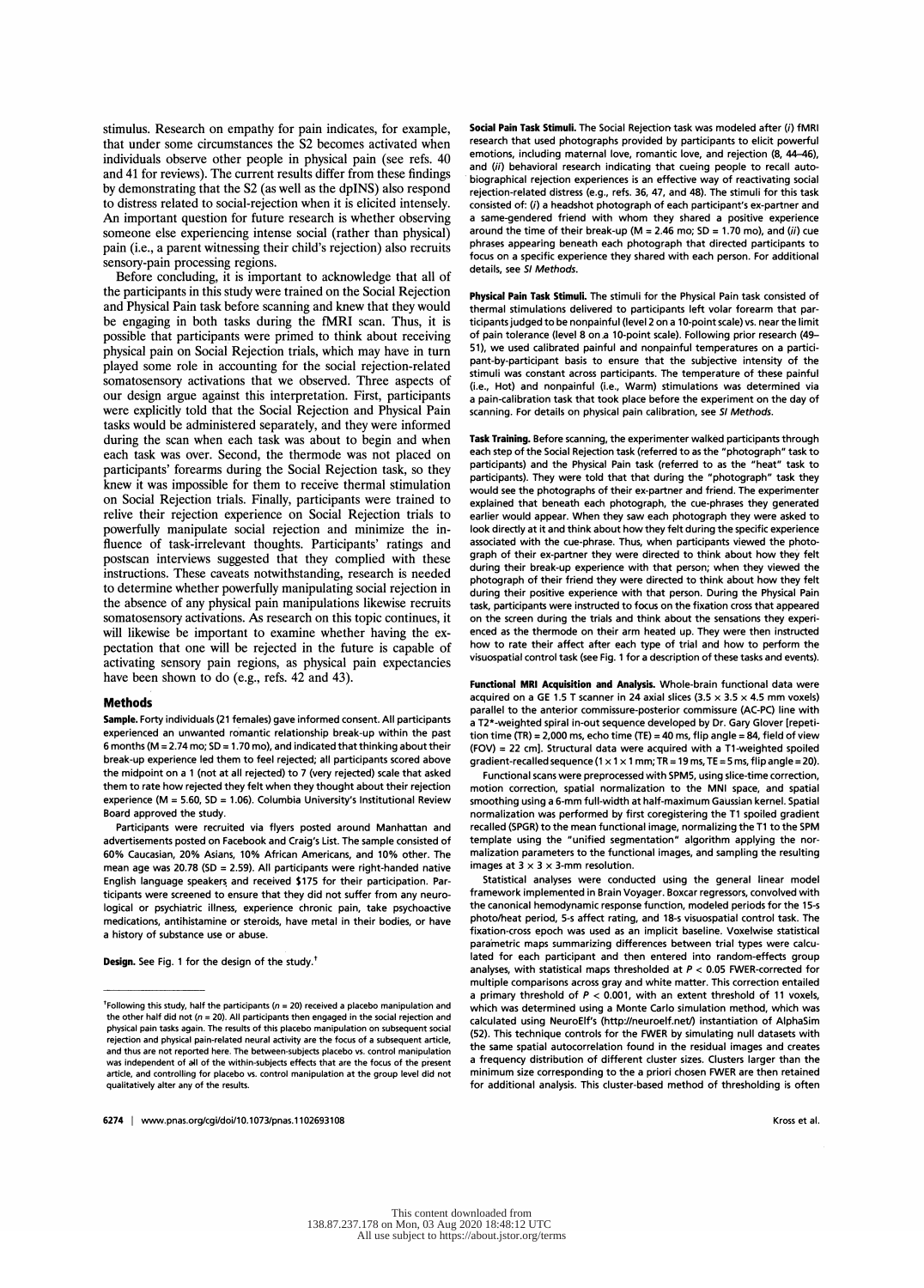stimulus. Research on empathy for pain indicates, for example, that under some circumstances the S2 becomes activated when individuals observe other people in physical pain (see refs. 40 and 41 for reviews). The current results differ from these findings by demonstrating that the S2 (as well as the dpINS) also respond to distress related to social-rejection when it is elicited intensely. An important question for future research is whether observing someone else experiencing intense social (rather than physical) pain (i.e., a parent witnessing their child's rejection) also recruits sensory-pain processing regions.

Before concluding, it is important to acknowledge that all of the participants in this study were trained on the Social Rejection and Physical Pain task before scanning and knew that they would be engaging in both tasks during the fMRI scan. Thus, it is possible that participants were primed to think about receiving physical pain on Social Rejection trials, which may have in turn played some role in accounting for the social rejection-related somatosensory activations that we observed. Three aspects of our design argue against this interpretation. First, participants were explicitly told that the Social Rejection and Physical Pain tasks would be administered separately, and they were informed during the scan when each task was about to begin and when each task was over. Second, the thermode was not placed on participants' forearms during the Social Rejection task, so they knew it was impossible for them to receive thermal stimulation on Social Rejection trials. Finally, participants were trained to relive their rejection experience on Social Rejection trials to powerfully manipulate social rejection and minimize the influence of task-irrelevant thoughts. Participants' ratings and postscan interviews suggested that they complied with these instructions. These caveats notwithstanding, research is needed to determine whether powerfully manipulating social rejection in the absence of any physical pain manipulations likewise recruits somatosensory activations. As research on this topic continues, it will likewise be important to examine whether having the expectation that one will be rejected in the future is capable of activating sensory pain regions, as physical pain expectancies have been shown to do (e.g., refs. 42 and 43).

## Methods

**Sample.** Forty individuals (21 females) gave informed consent. All participants experienced an unwanted romantic relationship break-up within the past 6 months (M = 2.74 mo; SD = 1.70 mo), and indicated that thinking about their break-up experience led them to feel rejected; all participants scored above the midpoint on a 1 (not at all rejected) to 7 (very rejected) scale that asked them to rate how rejected they felt when they thought about their rejection experience (M = 5.60, SD = 1.06). Columbia University's Institutional Review Board approved the study.

Participants were recruited via flyers posted around Manhattan and advertisements posted on Facebook and Craig's List. The sample consisted of 60% Caucasian, 20% Asians, 10% African Americans, and 10% other. The mean age was 20.78 (SD = 2.59). All participants were right-handed native English language speakers and received $175 for their participation. Participants were screened to ensure that they did not suffer from any neurological or psychiatric illness, experience chronic pain, take psychoactive medications, antihistamine or steroids, have metal in their bodies, or have a history of substance use or abuse.

**Design.** See Fig. 1 for the design of the study.[†]

**Social Pain Task Stimuli.** The Social Rejection task was modeled after (*i*) fMRI research that used photographs provided by participants to elicit powerful emotions, including maternal love, romantic love, and rejection (8, 44–46), and (*ii*) behavioral research indicating that cueing people to recall autobiographical rejection experiences is an effective way of reactivating social rejection-related distress (e.g., refs. 36, 47, and 48). The stimuli for this task consisted of: (*i*) a headshot photograph of each participant's ex-partner and a same-gendered friend with whom they shared a positive experience around the time of their break-up (M = 2.46 mo; SD = 1.70 mo), and (*ii*) cue phrases appearing beneath each photograph that directed participants to focus on a specific experience they shared with each person. For additional details, see *SI Methods*.

**Physical Pain Task Stimuli.** The stimuli for the Physical Pain task consisted of thermal stimulations delivered to participants left volar forearm that participants judged to be nonpainful (level 2 on a 10-point scale) vs. near the limit of pain tolerance (level 8 on a 10-point scale). Following prior research (49–51), we used calibrated painful and nonpainful temperatures on a participant-by-participant basis to ensure that the subjective intensity of the stimuli was constant across participants. The temperature of these painful (i.e., Hot) and nonpainful (i.e., Warm) stimulations was determined via a pain-calibration task that took place before the experiment on the day of scanning. For details on physical pain calibration, see *SI Methods*.

**Task Training.** Before scanning, the experimenter walked participants through each step of the Social Rejection task (referred to as the "photograph" task to participants) and the Physical Pain task (referred to as the "heat" task to participants). They were told that that during the "photograph" task they would see the photographs of their ex-partner and friend. The experimenter explained that beneath each photograph, the cue-phrases they generated earlier would appear. When they saw each photograph they were asked to look directly at it and think about how they felt during the specific experience associated with the cue-phrase. Thus, when participants viewed the photograph of their ex-partner they were directed to think about how they felt during their break-up experience with that person; when they viewed the photograph of their friend they were directed to think about how they felt during their positive experience with that person. During the Physical Pain task, participants were instructed to focus on the fixation cross that appeared on the screen during the trials and think about the sensations they experienced as the thermode on their arm heated up. They were then instructed how to rate their affect after each type of trial and how to perform the visuospatial control task (see Fig. 1 for a description of these tasks and events).

**Functional MRI Acquisition and Analysis.** Whole-brain functional data were acquired on a GE 1.5 T scanner in 24 axial slices ($3.5 \times 3.5 \times 4.5$ mm voxels) parallel to the anterior commissure-posterior commissure (AC-PC) line with a T2*-weighted spiral in-out sequence developed by Dr. Gary Glover [repetition time (TR) = 2,000 ms, echo time (TE) = 40 ms, flip angle = 84, field of view (FOV) = 22 cm]. Structural data were acquired with a T1-weighted spoiled gradient-recalled sequence ($1 \times 1 \times 1$ mm; TR = 19 ms, TE = 5 ms, flip angle = 20).

Functional scans were preprocessed with SPM5, using slice-time correction, motion correction, spatial normalization to the MNI space, and spatial smoothing using a 6-mm full-width at half-maximum Gaussian kernel. Spatial normalization was performed by first coregistering the T1 spoiled gradient recalled (SPGR) to the mean functional image, normalizing the T1 to the SPM template using the "unified segmentation" algorithm applying the normalization parameters to the functional images, and sampling the resulting images at $3 \times 3 \times 3$-mm resolution.

Statistical analyses were conducted using the general linear model framework implemented in Brain Voyager. Boxcar regressors, convolved with the canonical hemodynamic response function, modeled periods for the 15-s photo/heat period, 5-s affect rating, and 18-s visuospatial control task. The fixation-cross epoch was used as an implicit baseline. Voxelwise statistical parametric maps summarizing differences between trial types were calculated for each participant and then entered into random-effects group analyses, with statistical maps thresholded at $P < 0.05$ FWER-corrected for multiple comparisons across gray and white matter. This correction entailed a primary threshold of $P < 0.001$, with an extent threshold of 11 voxels, which was determined using a Monte Carlo simulation method, which was calculated using NeuroElf's (http://neuroelf.net/) instantiation of AlphaSim (52). This technique controls for the FWER by simulating null datasets with the same spatial autocorrelation found in the residual images and creates a frequency distribution of different cluster sizes. Clusters larger than the minimum size corresponding to the a priori chosen FWER are then retained for additional analysis. This cluster-based method of thresholding is often

[†]Following this study, half the participants (*n* = 20) received a placebo manipulation and the other half did not (*n* = 20). All participants then engaged in the social rejection and physical pain tasks again. The results of this placebo manipulation on subsequent social rejection and physical pain-related neural activity are the focus of a subsequent article, and thus are not reported here. The between-subjects placebo vs. control manipulation was independent of all of the within-subjects effects that are the focus of the present article, and controlling for placebo vs. control manipulation at the group level did not qualitatively alter any of the results.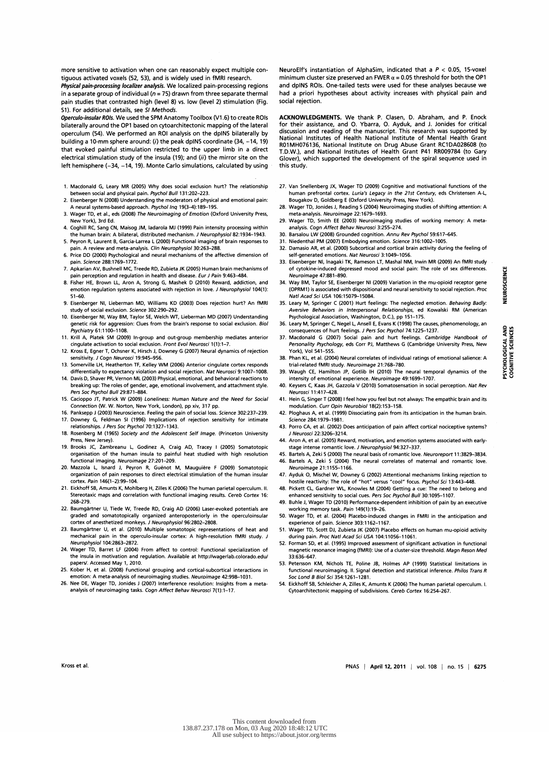more sensitive to activation when one can reasonably expect multiple contiguous activated voxels (52, 53), and is widely used in fMRI research.

***Physical pain-processing localizer analysis.*** We localized pain-processing regions in a separate group of individual ($n = 75$) drawn from three separate thermal pain studies that contrasted high (level 8) vs. low (level 2) stimulation (Fig. S1). For additional details, see *SI Methods*.

***Operculo-insular ROIs.*** We used the SPM Anatomy Toolbox (V1.6) to create ROIs bilaterally around the OP1 based on cytoarchitectonic mapping of the lateral operculum (54). We performed an ROI analysis on the dpINS bilaterally by building a 10-mm sphere around: (*i*) the peak dpINS coordinate (34, −14, 19) that evoked painful stimulation restricted to the upper limb in a direct electrical stimulation study of the insula (19); and (*ii*) the mirror site on the left hemisphere (−34, −14, 19). Monte Carlo simulations, calculated by using NeuroElf's instantiation of AlphaSim, indicated that a $P < 0.05$, 15-voxel minimum cluster size preserved an FWER $\alpha = 0.05$ threshold for both the OP1 and dpINS ROIs. One-tailed tests were used for these analyses because we had a priori hypotheses about activity increases with physical pain and social rejection.

**ACKNOWLEDGMENTS.** We thank P. Clasen, D. Abraham, and P. Enock for their assistance, and O. Ybarra, O. Ayduk, and J. Jonides for critical discussion and reading of the manuscript. This research was supported by National Institutes of Health National Institute of Mental Health Grant R01MH076136, National Institute on Drug Abuse Grant RC1DA028608 (to T.D.W.), and National Institutes of Health Grant P41 RR009784 (to Gary Glover), which supported the development of the spiral sequence used in this study.

1. Macdonald G, Leary MR (2005) Why does social exclusion hurt? The relationship between social and physical pain. *Psychol Bull* 131:202–223.
2. Eisenberger N (2008) Understanding the moderators of physical and emotional pain: A neural systems-based approach. *Psychol Inq* 19(3–4):189–195.
3. Wager TD, et al., eds (2008) *The Neuroimaging of Emotion* (Oxford University Press, New York), 3rd Ed.
4. Coghill RC, Sang CN, Maisog JM, Iadarola MJ (1999) Pain intensity processing within the human brain: A bilateral, distributed mechanism. *J Neurophysiol* 82:1934–1943.
5. Peyron R, Laurent B, García-Larrea L (2000) Functional imaging of brain responses to pain. A review and meta-analysis. *Clin Neurophysiol* 30:263–288.
6. Price DD (2000) Psychological and neural mechanisms of the affective dimension of pain. *Science* 288:1769–1772.
7. Apkarian AV, Bushnell MC, Treede RD, Zubieta JK (2005) Human brain mechanisms of pain perception and regulation in health and disease. *Eur J Pain* 9:463–484.
8. Fisher HE, Brown LL, Aron A, Strong G, Mashek D (2010) Reward, addiction, and emotion regulation systems associated with rejection in love. *J Neurophysiol* 104(1): 51–60.
9. Eisenberger NI, Lieberman MD, Williams KD (2003) Does rejection hurt? An fMRI study of social exclusion. *Science* 302:290–292.
10. Eisenberger NI, Way BM, Taylor SE, Welch WT, Lieberman MD (2007) Understanding genetic risk for aggression: Clues from the brain's response to social exclusion. *Biol Psychiatry* 61:1100–1108.
11. Krill A, Platek SM (2009) In-group and out-group membership mediates anterior cingulate activation to social exclusion. *Front Evol Neurosci* 1(1):1–7.
12. Kross E, Egner T, Ochsner K, Hirsch J, Downey G (2007) Neural dynamics of rejection sensitivity. *J Cogn Neurosci* 19:945–956.
13. Somerville LH, Heatherton TF, Kelley WM (2006) Anterior cingulate cortex responds differentially to expectancy violation and social rejection. *Nat Neurosci* 9:1007–1008.
14. Davis D, Shaver PR, Vernon ML (2003) Physical, emotional, and behavioral reactions to breaking up: The roles of gender, age, emotional involvement, and attachment style. *Pers Soc Psychol Bull* 29:871–884.
15. Cacioppo JT, Patrick W (2009) *Loneliness: Human Nature and the Need for Social Connection* (W. W. Norton, New York, London), pp xiv, 317 pp.
16. Panksepp J (2003) Neuroscience. Feeling the pain of social loss. *Science* 302:237–239.
17. Downey G, Feldman SI (1996) Implications of rejection sensitivity for intimate relationships. *J Pers Soc Psychol* 70:1327–1343.
18. Rosenberg M (1965) *Society and the Adolescent Self Image.* (Princeton University Press, New Jersey).
19. Brooks JC, Zambreanu L, Godinez A, Craig AD, Tracey I (2005) Somatotopic organisation of the human insula to painful heat studied with high resolution functional imaging. *Neuroimage* 27:201–209.
20. Mazzola L, Isnard J, Peyron R, Guénot M, Mauguière F (2009) Somatotopic organization of pain responses to direct electrical stimulation of the human insular cortex. *Pain* 146(1–2):99–104.
21. Eickhoff SB, Amunts K, Mohlberg H, Zilles K (2006) The human parietal operculum. II. Stereotaxic maps and correlation with functional imaging results. *Cereb Cortex* 16: 268–279.
22. Baumgärtner U, Tiede W, Treede RD, Craig AD (2006) Laser-evoked potentials are graded and somatotopically organized anteroposteriorly in the operculoinsular cortex of anesthetized monkeys. *J Neurophysiol* 96:2802–2808.
23. Baumgärtner U, et al. (2010) Multiple somatotopic representations of heat and mechanical pain in the operculo-insular cortex: A high-resolution fMRI study. *J Neurophysiol* 104:2863–2872.
24. Wager TD, Barret LF (2004) From affect to control: Functional specialization of the insula in motivation and regulation. Available at http://wagerlab.colorado.edu/papers/. Accessed May 1, 2010.
25. Kober H, et al. (2008) Functional grouping and cortical-subcortical interactions in emotion: A meta-analysis of neuroimaging studies. *Neuroimage* 42:998–1031.
26. Nee DE, Wager TD, Jonides J (2007) Interference resolution: Insights from a meta-analysis of neuroimaging tasks. *Cogn Affect Behav Neurosci* 7(1):1–17.
27. Van Snellenberg JX, Wager TD (2009) Cognitive and motivational functions of the human prefrontal cortex. *Luria's Legacy in the 21st Century*, eds Christensen A-L, Bougakov D, Goldberg E (Oxford University Press, New York).
28. Wager TD, Jonides J, Reading S (2004) Neuroimaging studies of shifting attention: A meta-analysis. *Neuroimage* 22:1679–1693.
29. Wager TD, Smith EE (2003) Neuroimaging studies of working memory: A meta-analysis. *Cogn Affect Behav Neurosci* 3:255–274.
30. Barsalou LW (2008) Grounded cognition. *Annu Rev Psychol* 59:617–645.
31. Niedenthal PM (2007) Embodying emotion. *Science* 316:1002–1005.
32. Damasio AR, et al. (2000) Subcortical and cortical brain activity during the feeling of self-generated emotions. *Nat Neurosci* 3:1049–1056.
33. Eisenberger NI, Inagaki TK, Rameson LT, Mashal NM, Irwin MR (2009) An fMRI study of cytokine-induced depressed mood and social pain: The role of sex differences. *Neuroimage* 47:881–890.
34. Way BM, Taylor SE, Eisenberger NI (2009) Variation in the mu-opioid receptor gene (OPRM1) is associated with dispositional and neural sensitivity to social rejection. *Proc Natl Acad Sci USA* 106:15079–15084.
35. Leary M, Springer C (2001) Hurt feelings: The neglected emotion. *Behaving Badly: Aversive Behaviors in Interpersonal Relationships*, ed Kowalski RM (American Psychological Association, Washington, D.C.), pp 151–175.
36. Leary M, Springer C, Negel L, Ansell E, Evans K (1998) The causes, phenomenology, an consequences of hurt feelings. *J Pers Soc Psychol* 74:1225–1237.
37. Macdonald G (2007) Social pain and hurt feelings. *Cambridge Handbook of Personality Psychology*, eds Corr PJ, Matthews G (Cambridge University Press, New York), Vol 541–555.
38. Phan KL, et al. (2004) Neural correlates of individual ratings of emotional salience: A trial-related fMRI study. *Neuroimage* 21:768–780.
39. Waugh CE, Hamilton JP, Gotlib IH (2010) The neural temporal dynamics of the intensity of emotional experience. *Neuroimage* 49:1699–1707.
40. Keysers C, Kaas JH, Gazzola V (2010) Somatosensation in social perception. *Nat Rev Neurosci* 11:417–428.
41. Hein G, Singer T (2008) I feel how you feel but not always: The empathic brain and its modulation. *Curr Opin Neurobiol* 18(2):153–158.
42. Ploghaus A, et al. (1999) Dissociating pain from its anticipation in the human brain. *Science* 284:1979–1981.
43. Porro CA, et al. (2002) Does anticipation of pain affect cortical nociceptive systems? *J Neurosci* 22:3206–3214.
44. Aron A, et al. (2005) Reward, motivation, and emotion systems associated with early-stage intense romantic love. *J Neurophysiol* 94:327–337.
45. Bartels A, Zeki S (2000) The neural basis of romantic love. *Neuroreport* 11:3829–3834.
46. Bartels A, Zeki S (2004) The neural correlates of maternal and romantic love. *Neuroimage* 21:1155–1166.
47. Ayduk O, Mischel W, Downey G (2002) Attentional mechanisms linking rejection to hostile reactivity: The role of "hot" versus "cool" focus. *Psychol Sci* 13:443–448.
48. Pickett CL, Gardner WL, Knowles M (2004) Getting a cue: The need to belong and enhanced sensitivity to social cues. *Pers Soc Psychol Bull* 30:1095–1107.
49. Buhle J, Wager TD (2010) Performance-dependent inhibition of pain by an executive working memory task. *Pain* 149(1):19–26.
50. Wager TD, et al. (2004) Placebo-induced changes in FMRI in the anticipation and experience of pain. *Science* 303:1162–1167.
51. Wager TD, Scott DJ, Zubieta JK (2007) Placebo effects on human mu-opioid activity during pain. *Proc Natl Acad Sci USA* 104:11056–11061.
52. Forman SD, et al. (1995) Improved assessment of significant activation in functional magnetic resonance imaging (fMRI): Use of a cluster-size threshold. *Magn Reson Med* 33:636–647.
53. Petersson KM, Nichols TE, Poline JB, Holmes AP (1999) Statistical limitations in functional neuroimaging. II. Signal detection and statistical inference. *Philos Trans R Soc Lond B Biol Sci* 354:1261–1281.
54. Eickhoff SB, Schleicher A, Zilles K, Amunts K (2006) The human parietal operculum. I. Cytoarchitectonic mapping of subdivisions. *Cereb Cortex* 16:254–267.